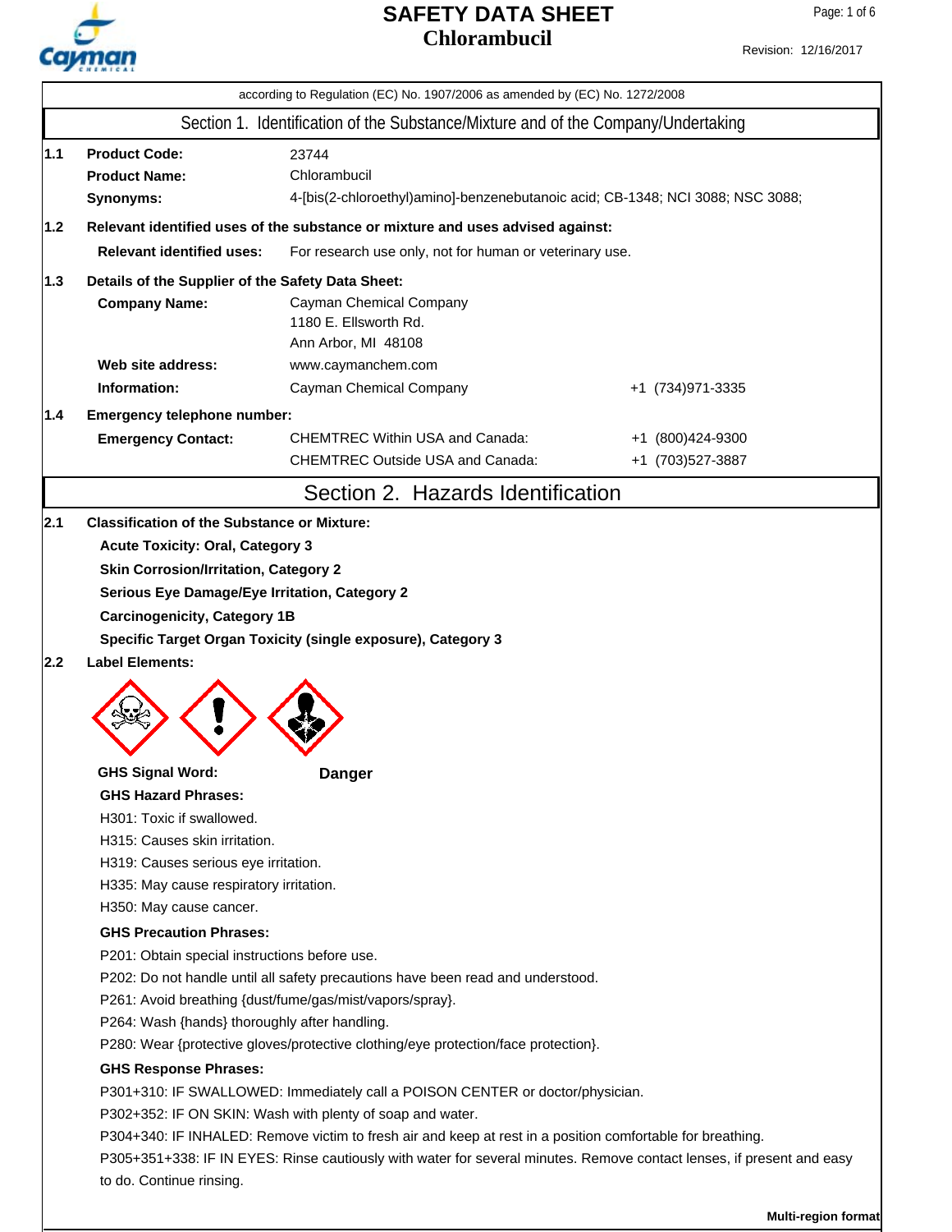# SAFETY DATA SHEET
## Chlorambucil

Revision: 12/16/2017

according to Regulation (EC) No. 1907/2006 as amended by (EC) No. 1272/2008

## Section 1. Identification of the Substance/Mixture and of the Company/Undertaking

**1.1**

**Product Code:** 23744

**Product Name:** Chlorambucil

**Synonyms:** 4-[bis(2-chloroethyl)amino]-benzenebutanoic acid; CB-1348; NCI 3088; NSC 3088;

**1.2 Relevant identified uses of the substance or mixture and uses advised against:**

**Relevant identified uses:** For research use only, not for human or veterinary use.

**1.3 Details of the Supplier of the Safety Data Sheet:**

**Company Name:** Cayman Chemical Company
1180 E. Ellsworth Rd.
Ann Arbor, MI 48108

**Web site address:** www.caymanchem.com

**Information:** Cayman Chemical Company +1 (734)971-3335

**1.4 Emergency telephone number:**

**Emergency Contact:**
CHEMTREC Within USA and Canada: +1 (800)424-9300
CHEMTREC Outside USA and Canada: +1 (703)527-3887

## Section 2. Hazards Identification

**2.1 Classification of the Substance or Mixture:**

**Acute Toxicity: Oral, Category 3**

**Skin Corrosion/Irritation, Category 2**

**Serious Eye Damage/Eye Irritation, Category 2**

**Carcinogenicity, Category 1B**

**Specific Target Organ Toxicity (single exposure), Category 3**

**2.2 Label Elements:**

**GHS Signal Word:** **Danger**

**GHS Hazard Phrases:**

H301: Toxic if swallowed.
H315: Causes skin irritation.
H319: Causes serious eye irritation.
H335: May cause respiratory irritation.
H350: May cause cancer.

**GHS Precaution Phrases:**

P201: Obtain special instructions before use.
P202: Do not handle until all safety precautions have been read and understood.
P261: Avoid breathing {dust/fume/gas/mist/vapors/spray}.
P264: Wash {hands} thoroughly after handling.
P280: Wear {protective gloves/protective clothing/eye protection/face protection}.

**GHS Response Phrases:**

P301+310: IF SWALLOWED: Immediately call a POISON CENTER or doctor/physician.
P302+352: IF ON SKIN: Wash with plenty of soap and water.
P304+340: IF INHALED: Remove victim to fresh air and keep at rest in a position comfortable for breathing.
P305+351+338: IF IN EYES: Rinse cautiously with water for several minutes. Remove contact lenses, if present and easy to do. Continue rinsing.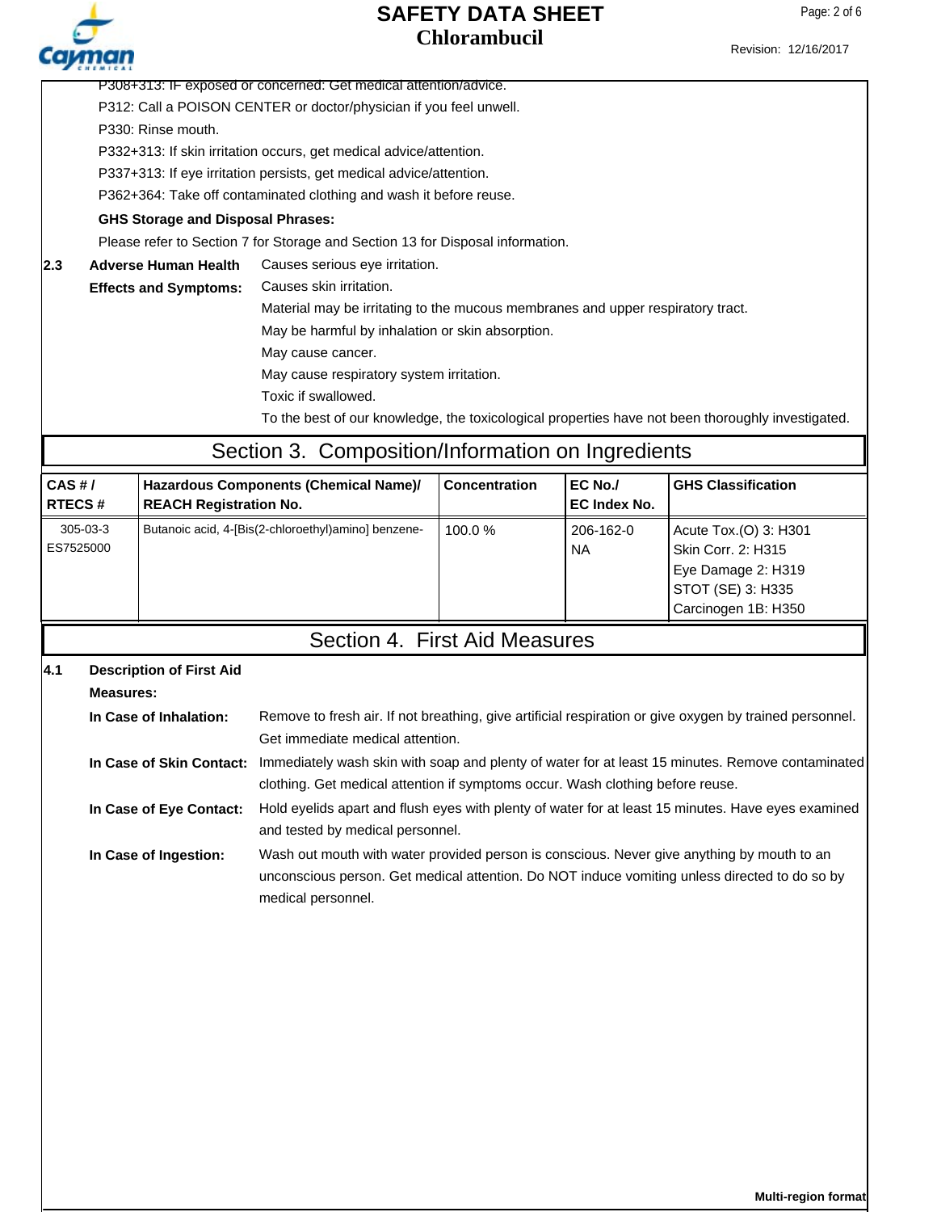P308+313: IF exposed or concerned: Get medical attention/advice.

P312: Call a POISON CENTER or doctor/physician if you feel unwell.

P330: Rinse mouth.

P332+313: If skin irritation occurs, get medical advice/attention.

P337+313: If eye irritation persists, get medical advice/attention.

P362+364: Take off contaminated clothing and wash it before reuse.

**GHS Storage and Disposal Phrases:**

Please refer to Section 7 for Storage and Section 13 for Disposal information.

**2.3 Adverse Human Health Effects and Symptoms:**

Causes serious eye irritation.

Causes skin irritation.

Material may be irritating to the mucous membranes and upper respiratory tract.

May be harmful by inhalation or skin absorption.

May cause cancer.

May cause respiratory system irritation.

Toxic if swallowed.

To the best of our knowledge, the toxicological properties have not been thoroughly investigated.

## Section 3. Composition/Information on Ingredients

| CAS # / RTECS # | Hazardous Components (Chemical Name)/ REACH Registration No. | Concentration | EC No./ EC Index No. | GHS Classification |
|---|---|---|---|---|
| 305-03-3 ES7525000 | Butanoic acid, 4-[Bis(2-chloroethyl)amino] benzene- | 100.0 % | 206-162-0 NA | Acute Tox.(O) 3: H301 Skin Corr. 2: H315 Eye Damage 2: H319 STOT (SE) 3: H335 Carcinogen 1B: H350 |

## Section 4. First Aid Measures

**4.1 Description of First Aid Measures:**

**In Case of Inhalation:** Remove to fresh air. If not breathing, give artificial respiration or give oxygen by trained personnel. Get immediate medical attention.

**In Case of Skin Contact:** Immediately wash skin with soap and plenty of water for at least 15 minutes. Remove contaminated clothing. Get medical attention if symptoms occur. Wash clothing before reuse.

**In Case of Eye Contact:** Hold eyelids apart and flush eyes with plenty of water for at least 15 minutes. Have eyes examined and tested by medical personnel.

**In Case of Ingestion:** Wash out mouth with water provided person is conscious. Never give anything by mouth to an unconscious person. Get medical attention. Do NOT induce vomiting unless directed to do so by medical personnel.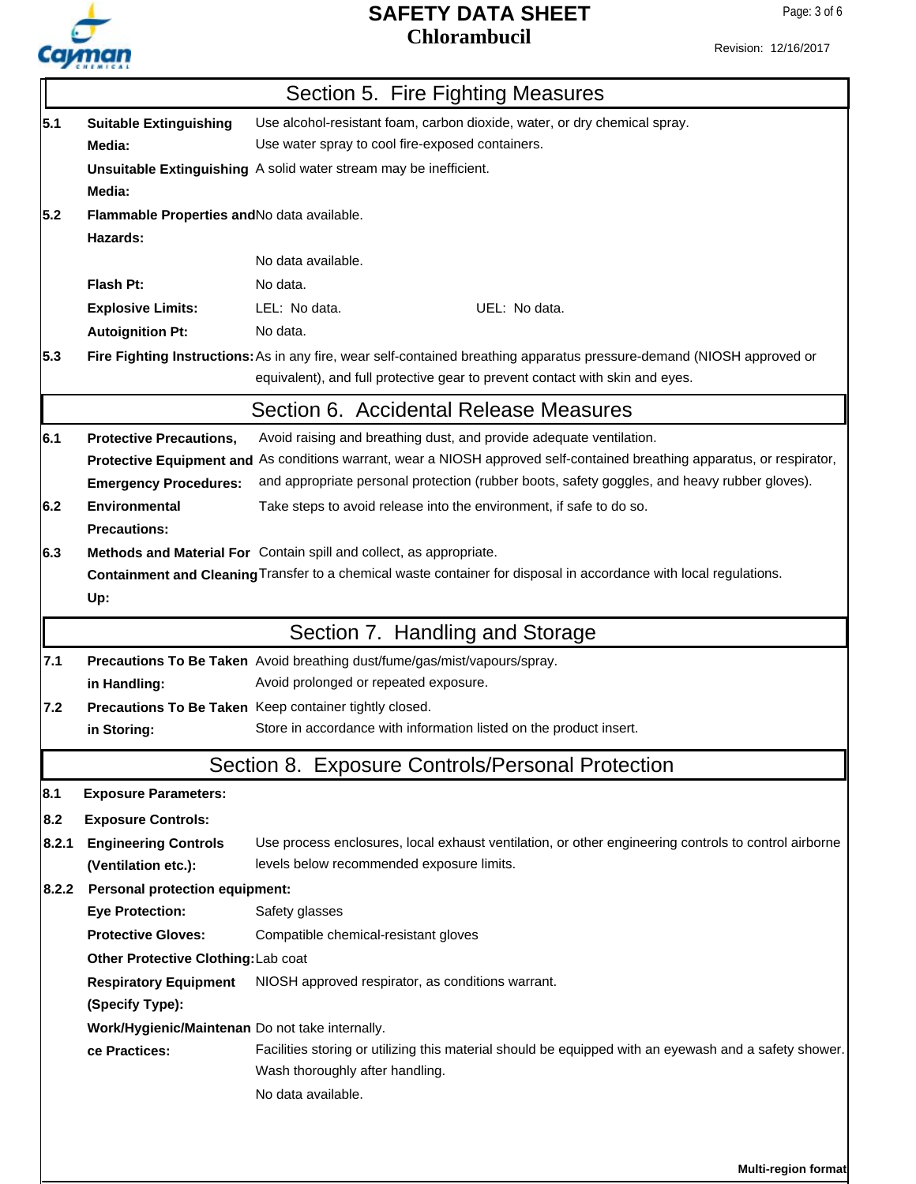## Section 5. Fire Fighting Measures

**5.1 Suitable Extinguishing Media:** Use alcohol-resistant foam, carbon dioxide, water, or dry chemical spray.
Use water spray to cool fire-exposed containers.

**Unsuitable Extinguishing Media:** A solid water stream may be inefficient.

**5.2 Flammable Properties and Hazards:** No data available.

No data available.

**Flash Pt:** No data.

**Explosive Limits:** LEL: No data. UEL: No data.

**Autoignition Pt:** No data.

**5.3 Fire Fighting Instructions:** As in any fire, wear self-contained breathing apparatus pressure-demand (NIOSH approved or equivalent), and full protective gear to prevent contact with skin and eyes.

## Section 6. Accidental Release Measures

**6.1 Protective Precautions, Protective Equipment and Emergency Procedures:** Avoid raising and breathing dust, and provide adequate ventilation.
As conditions warrant, wear a NIOSH approved self-contained breathing apparatus, or respirator, and appropriate personal protection (rubber boots, safety goggles, and heavy rubber gloves).

**6.2 Environmental Precautions:** Take steps to avoid release into the environment, if safe to do so.

**6.3 Methods and Material For Containment and Cleaning Up:** Contain spill and collect, as appropriate.
Transfer to a chemical waste container for disposal in accordance with local regulations.

## Section 7. Handling and Storage

**7.1 Precautions To Be Taken in Handling:** Avoid breathing dust/fume/gas/mist/vapours/spray.
Avoid prolonged or repeated exposure.

**7.2 Precautions To Be Taken in Storing:** Keep container tightly closed.
Store in accordance with information listed on the product insert.

## Section 8. Exposure Controls/Personal Protection

**8.1 Exposure Parameters:**

**8.2 Exposure Controls:**

**8.2.1 Engineering Controls (Ventilation etc.):** Use process enclosures, local exhaust ventilation, or other engineering controls to control airborne levels below recommended exposure limits.

**8.2.2 Personal protection equipment:**

**Eye Protection:** Safety glasses

**Protective Gloves:** Compatible chemical-resistant gloves

**Other Protective Clothing:** Lab coat

**Respiratory Equipment (Specify Type):** NIOSH approved respirator, as conditions warrant.

**Work/Hygienic/Maintenance Practices:** Do not take internally.
Facilities storing or utilizing this material should be equipped with an eyewash and a safety shower.
Wash thoroughly after handling.
No data available.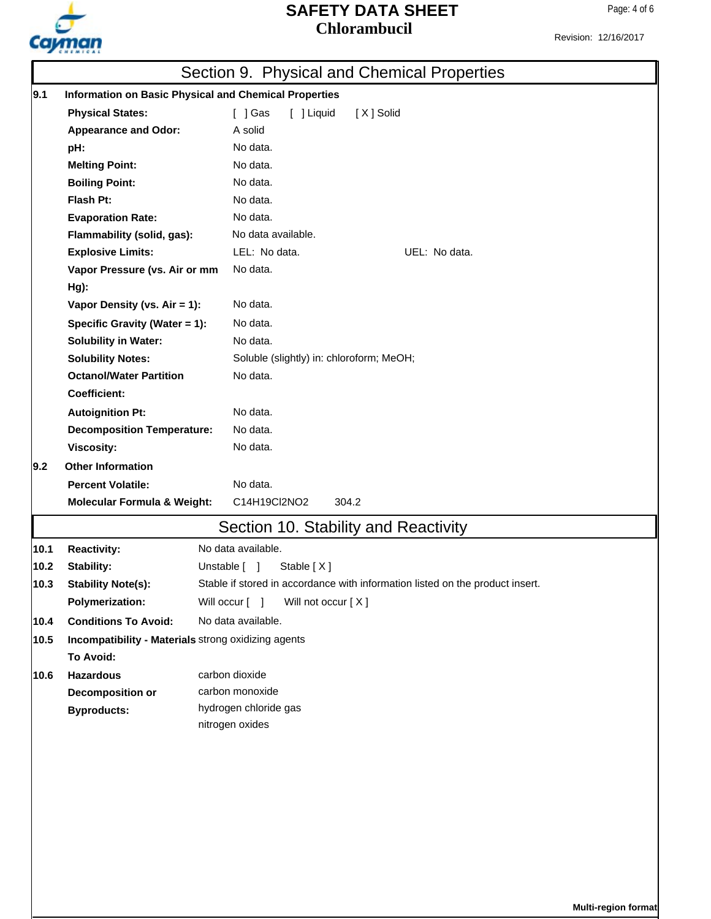## Section 9. Physical and Chemical Properties

**9.1 Information on Basic Physical and Chemical Properties**

| | |
|---|---|
| **Physical States:** | [ ] Gas [ ] Liquid [ X ] Solid |
| **Appearance and Odor:** | A solid |
| **pH:** | No data. |
| **Melting Point:** | No data. |
| **Boiling Point:** | No data. |
| **Flash Pt:** | No data. |
| **Evaporation Rate:** | No data. |
| **Flammability (solid, gas):** | No data available. |
| **Explosive Limits:** | LEL: No data. UEL: No data. |
| **Vapor Pressure (vs. Air or mm Hg):** | No data. |
| **Vapor Density (vs. Air = 1):** | No data. |
| **Specific Gravity (Water = 1):** | No data. |
| **Solubility in Water:** | No data. |
| **Solubility Notes:** | Soluble (slightly) in: chloroform; MeOH; |
| **Octanol/Water Partition Coefficient:** | No data. |
| **Autoignition Pt:** | No data. |
| **Decomposition Temperature:** | No data. |
| **Viscosity:** | No data. |

**9.2 Other Information**

| | |
|---|---|
| **Percent Volatile:** | No data. |
| **Molecular Formula & Weight:** | $C_{14}H_{19}Cl_2NO_2$ 304.2 |

## Section 10. Stability and Reactivity

| | | |
|---|---|---|
| 10.1 | **Reactivity:** | No data available. |
| 10.2 | **Stability:** | Unstable [ ] Stable [ X ] |
| 10.3 | **Stability Note(s):** | Stable if stored in accordance with information listed on the product insert. |
| | **Polymerization:** | Will occur [ ] Will not occur [ X ] |
| 10.4 | **Conditions To Avoid:** | No data available. |
| 10.5 | **Incompatibility - Materials To Avoid:** | strong oxidizing agents |
| 10.6 | **Hazardous Decomposition or Byproducts:** | carbon dioxide<br>carbon monoxide<br>hydrogen chloride gas<br>nitrogen oxides |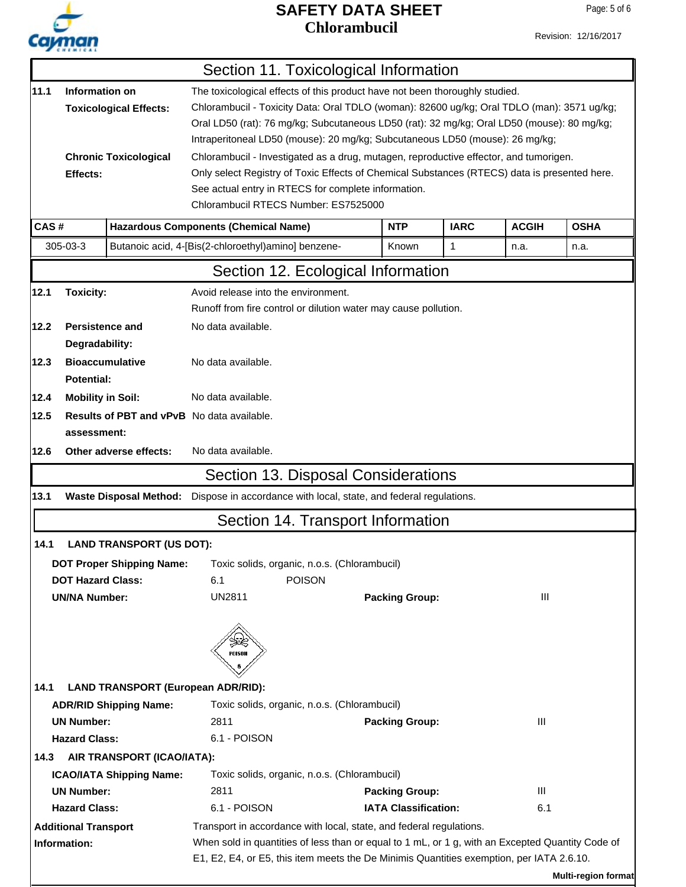## Section 11. Toxicological Information

**11.1 Information on Toxicological Effects:** The toxicological effects of this product have not been thoroughly studied.
Chlorambucil - Toxicity Data: Oral TDLO (woman): 82600 ug/kg; Oral TDLO (man): 3571 ug/kg; Oral LD50 (rat): 76 mg/kg; Subcutaneous LD50 (rat): 32 mg/kg; Oral LD50 (mouse): 80 mg/kg; Intraperitoneal LD50 (mouse): 20 mg/kg; Subcutaneous LD50 (mouse): 26 mg/kg;

**Chronic Toxicological Effects:** Chlorambucil - Investigated as a drug, mutagen, reproductive effector, and tumorigen.
Only select Registry of Toxic Effects of Chemical Substances (RTECS) data is presented here. See actual entry in RTECS for complete information.
Chlorambucil RTECS Number: ES7525000

| CAS # | Hazardous Components (Chemical Name) | NTP | IARC | ACGIH | OSHA |
|---|---|---|---|---|---|
| 305-03-3 | Butanoic acid, 4-[Bis(2-chloroethyl)amino] benzene- | Known | 1 | n.a. | n.a. |

## Section 12. Ecological Information

**12.1 Toxicity:** Avoid release into the environment.
Runoff from fire control or dilution water may cause pollution.

**12.2 Persistence and Degradability:** No data available.

**12.3 Bioaccumulative Potential:** No data available.

**12.4 Mobility in Soil:** No data available.

**12.5 Results of PBT and vPvB assessment:** No data available.

**12.6 Other adverse effects:** No data available.

## Section 13. Disposal Considerations

**13.1 Waste Disposal Method:** Dispose in accordance with local, state, and federal regulations.

## Section 14. Transport Information

**14.1 LAND TRANSPORT (US DOT):**

**DOT Proper Shipping Name:** Toxic solids, organic, n.o.s. (Chlorambucil)
**DOT Hazard Class:** 6.1 POISON
**UN/NA Number:** UN2811 **Packing Group:** III

**14.1 LAND TRANSPORT (European ADR/RID):**

**ADR/RID Shipping Name:** Toxic solids, organic, n.o.s. (Chlorambucil)
**UN Number:** 2811 **Packing Group:** III
**Hazard Class:** 6.1 - POISON

**14.3 AIR TRANSPORT (ICAO/IATA):**

**ICAO/IATA Shipping Name:** Toxic solids, organic, n.o.s. (Chlorambucil)
**UN Number:** 2811 **Packing Group:** III
**Hazard Class:** 6.1 - POISON **IATA Classification:** 6.1

**Additional Transport Information:** Transport in accordance with local, state, and federal regulations.
When sold in quantities of less than or equal to 1 mL, or 1 g, with an Excepted Quantity Code of E1, E2, E4, or E5, this item meets the De Minimis Quantities exemption, per IATA 2.6.10.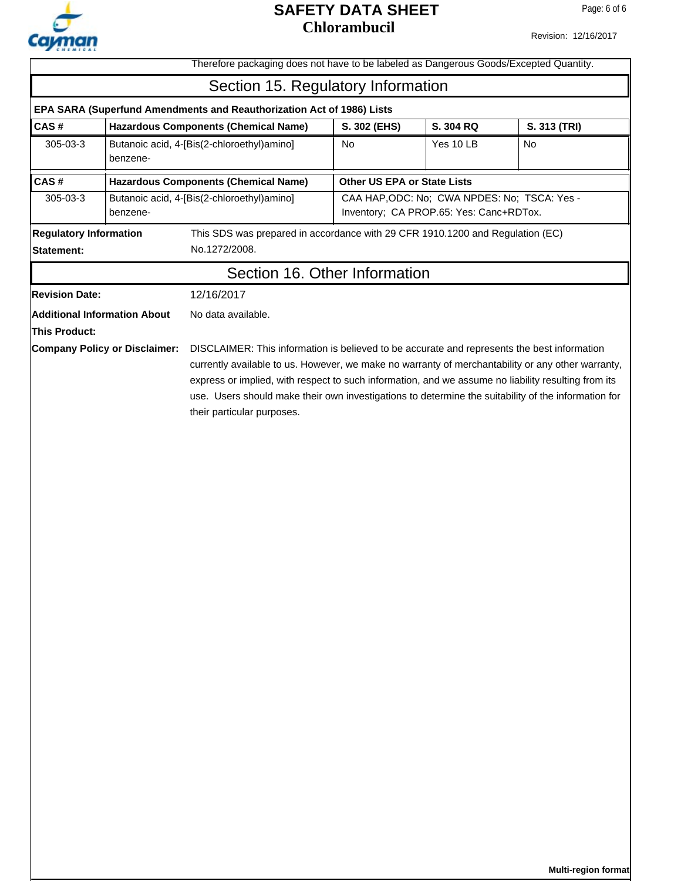Therefore packaging does not have to be labeled as Dangerous Goods/Excepted Quantity.

## Section 15. Regulatory Information

**EPA SARA (Superfund Amendments and Reauthorization Act of 1986) Lists**

| CAS # | Hazardous Components (Chemical Name) | S. 302 (EHS) | S. 304 RQ | S. 313 (TRI) |
|---|---|---|---|---|
| 305-03-3 | Butanoic acid, 4-[Bis(2-chloroethyl)amino] benzene- | No | Yes 10 LB | No |

| CAS # | Hazardous Components (Chemical Name) | Other US EPA or State Lists |
|---|---|---|
| 305-03-3 | Butanoic acid, 4-[Bis(2-chloroethyl)amino] benzene- | CAA HAP,ODC: No; CWA NPDES: No; TSCA: Yes - Inventory; CA PROP.65: Yes: Canc+RDTox. |

**Regulatory Information Statement:** This SDS was prepared in accordance with 29 CFR 1910.1200 and Regulation (EC) No.1272/2008.

## Section 16. Other Information

**Revision Date:** 12/16/2017

**Additional Information About This Product:** No data available.

**Company Policy or Disclaimer:** DISCLAIMER: This information is believed to be accurate and represents the best information currently available to us. However, we make no warranty of merchantability or any other warranty, express or implied, with respect to such information, and we assume no liability resulting from its use. Users should make their own investigations to determine the suitability of the information for their particular purposes.

**Multi-region format**